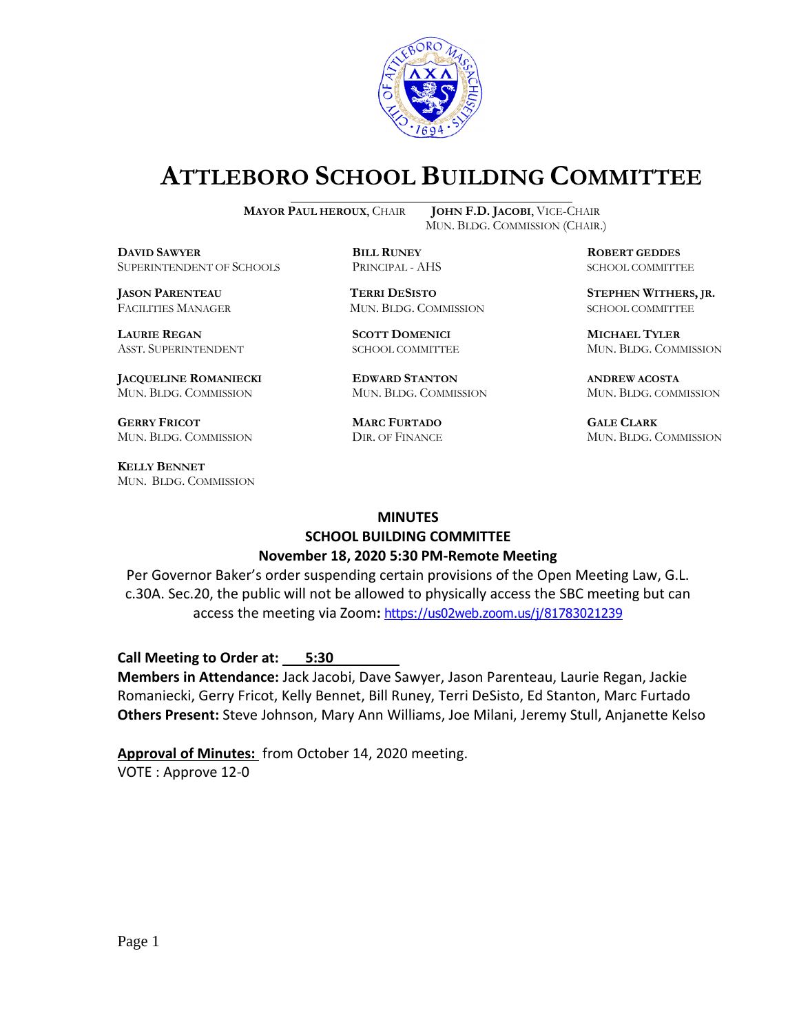# ATTLEBORO SCHOOL BUILDING COMMITTEE

**MAYOR PAUL HEROUX**, CHAIR    **JOHN F.D. JACOBI**, VICE-CHAIR
MUN. BLDG. COMMISSION (CHAIR.)

**DAVID SAWYER**
SUPERINTENDENT OF SCHOOLS

**BILL RUNEY**
PRINCIPAL - AHS

**ROBERT GEDDES**
SCHOOL COMMITTEE

**JASON PARENTEAU**
FACILITIES MANAGER

**TERRI DESISTO**
MUN. BLDG. COMMISSION

**STEPHEN WITHERS, JR.**
SCHOOL COMMITTEE

**LAURIE REGAN**
ASST. SUPERINTENDENT

**SCOTT DOMENICI**
SCHOOL COMMITTEE

**MICHAEL TYLER**
MUN. BLDG. COMMISSION

**JACQUELINE ROMANIECKI**
MUN. BLDG. COMMISSION

**EDWARD STANTON**
MUN. BLDG. COMMISSION

**ANDREW ACOSTA**
MUN. BLDG. COMMISSION

**GERRY FRICOT**
MUN. BLDG. COMMISSION

**MARC FURTADO**
DIR. OF FINANCE

**GALE CLARK**
MUN. BLDG. COMMISSION

**KELLY BENNET**
MUN. BLDG. COMMISSION

## MINUTES
## SCHOOL BUILDING COMMITTEE
### November 18, 2020 5:30 PM-Remote Meeting

Per Governor Baker's order suspending certain provisions of the Open Meeting Law, G.L. c.30A. Sec.20, the public will not be allowed to physically access the SBC meeting but can access the meeting via Zoom**:** https://us02web.zoom.us/j/81783021239

**Call Meeting to Order at:** 5:30

**Members in Attendance:** Jack Jacobi, Dave Sawyer, Jason Parenteau, Laurie Regan, Jackie Romaniecki, Gerry Fricot, Kelly Bennet, Bill Runey, Terri DeSisto, Ed Stanton, Marc Furtado

**Others Present:** Steve Johnson, Mary Ann Williams, Joe Milani, Jeremy Stull, Anjanette Kelso

**Approval of Minutes:** from October 14, 2020 meeting.
VOTE : Approve 12-0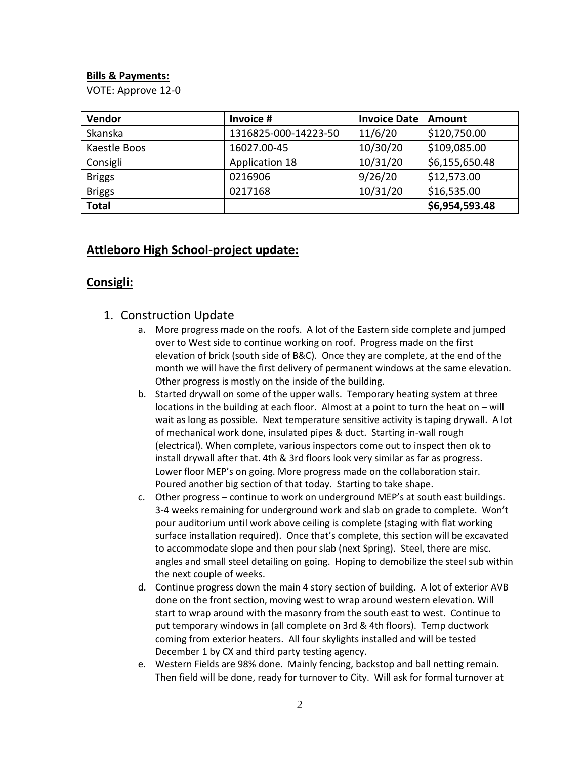**Bills & Payments:**

VOTE: Approve 12-0

| Vendor | Invoice # | Invoice Date | Amount |
|---|---|---|---|
| Skanska | 1316825-000-14223-50 | 11/6/20 | $120,750.00 |
| Kaestle Boos | 16027.00-45 | 10/30/20 | $109,085.00 |
| Consigli | Application 18 | 10/31/20 | $6,155,650.48 |
| Briggs | 0216906 | 9/26/20 | $12,573.00 |
| Briggs | 0217168 | 10/31/20 | $16,535.00 |
| **Total** | | | **$6,954,593.48** |

## Attleboro High School-project update:

## Consigli:

1. Construction Update
   a. More progress made on the roofs. A lot of the Eastern side complete and jumped over to West side to continue working on roof. Progress made on the first elevation of brick (south side of B&C). Once they are complete, at the end of the month we will have the first delivery of permanent windows at the same elevation. Other progress is mostly on the inside of the building.
   b. Started drywall on some of the upper walls. Temporary heating system at three locations in the building at each floor. Almost at a point to turn the heat on – will wait as long as possible. Next temperature sensitive activity is taping drywall. A lot of mechanical work done, insulated pipes & duct. Starting in-wall rough (electrical). When complete, various inspectors come out to inspect then ok to install drywall after that. 4th & 3rd floors look very similar as far as progress. Lower floor MEP's on going. More progress made on the collaboration stair. Poured another big section of that today. Starting to take shape.
   c. Other progress – continue to work on underground MEP's at south east buildings. 3-4 weeks remaining for underground work and slab on grade to complete. Won't pour auditorium until work above ceiling is complete (staging with flat working surface installation required). Once that's complete, this section will be excavated to accommodate slope and then pour slab (next Spring). Steel, there are misc. angles and small steel detailing on going. Hoping to demobilize the steel sub within the next couple of weeks.
   d. Continue progress down the main 4 story section of building. A lot of exterior AVB done on the front section, moving west to wrap around western elevation. Will start to wrap around with the masonry from the south east to west. Continue to put temporary windows in (all complete on 3rd & 4th floors). Temp ductwork coming from exterior heaters. All four skylights installed and will be tested December 1 by CX and third party testing agency.
   e. Western Fields are 98% done. Mainly fencing, backstop and ball netting remain. Then field will be done, ready for turnover to City. Will ask for formal turnover at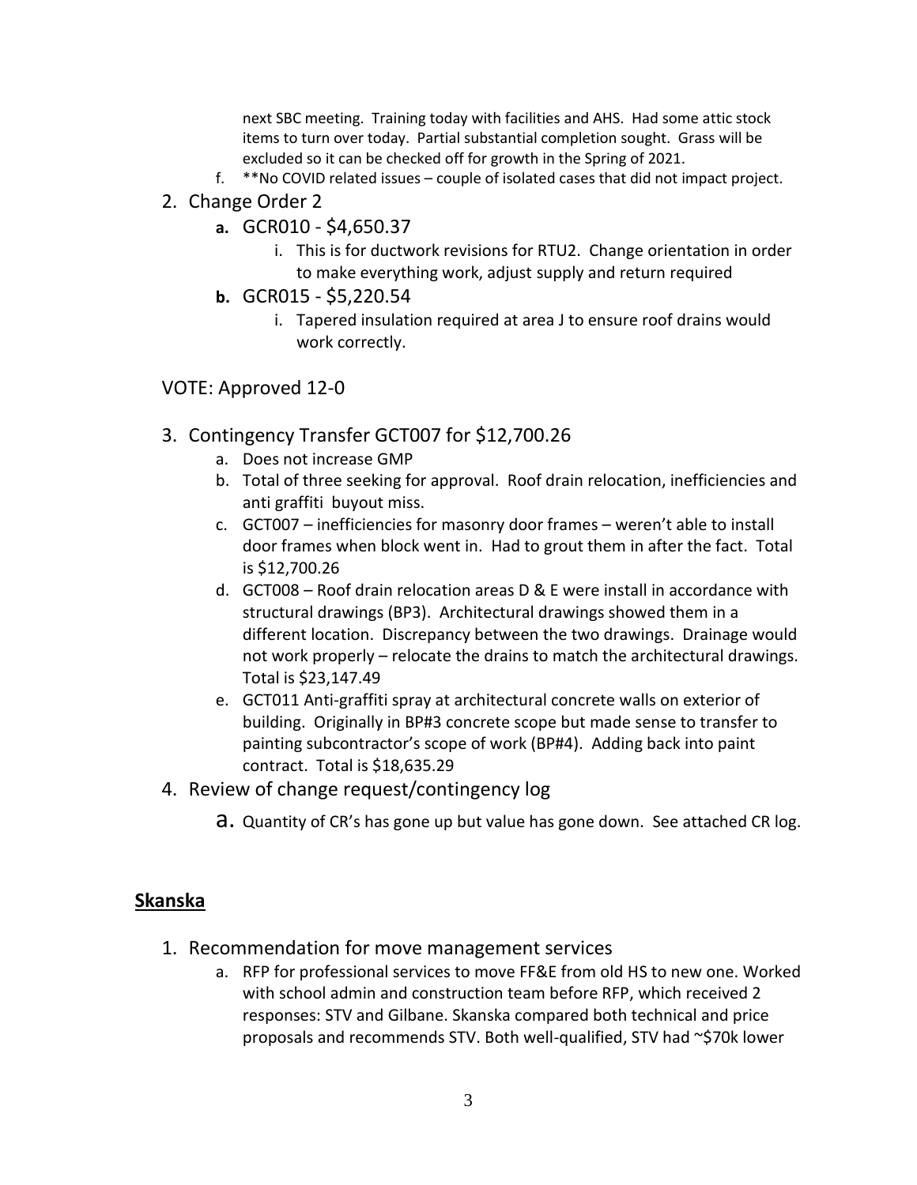next SBC meeting. Training today with facilities and AHS. Had some attic stock items to turn over today. Partial substantial completion sought. Grass will be excluded so it can be checked off for growth in the Spring of 2021.

f. **No COVID related issues – couple of isolated cases that did not impact project.

2. Change Order 2
   a. GCR010 - $4,650.37
      i. This is for ductwork revisions for RTU2. Change orientation in order to make everything work, adjust supply and return required
   b. GCR015 - $5,220.54
      i. Tapered insulation required at area J to ensure roof drains would work correctly.

VOTE: Approved 12-0

3. Contingency Transfer GCT007 for $12,700.26
   a. Does not increase GMP
   b. Total of three seeking for approval. Roof drain relocation, inefficiencies and anti graffiti buyout miss.
   c. GCT007 – inefficiencies for masonry door frames – weren't able to install door frames when block went in. Had to grout them in after the fact. Total is $12,700.26
   d. GCT008 – Roof drain relocation areas D & E were install in accordance with structural drawings (BP3). Architectural drawings showed them in a different location. Discrepancy between the two drawings. Drainage would not work properly – relocate the drains to match the architectural drawings. Total is $23,147.49
   e. GCT011 Anti-graffiti spray at architectural concrete walls on exterior of building. Originally in BP#3 concrete scope but made sense to transfer to painting subcontractor's scope of work (BP#4). Adding back into paint contract. Total is $18,635.29
4. Review of change request/contingency log
   a. Quantity of CR's has gone up but value has gone down. See attached CR log.

## Skanska

1. Recommendation for move management services
   a. RFP for professional services to move FF&E from old HS to new one. Worked with school admin and construction team before RFP, which received 2 responses: STV and Gilbane. Skanska compared both technical and price proposals and recommends STV. Both well-qualified, STV had ~$70k lower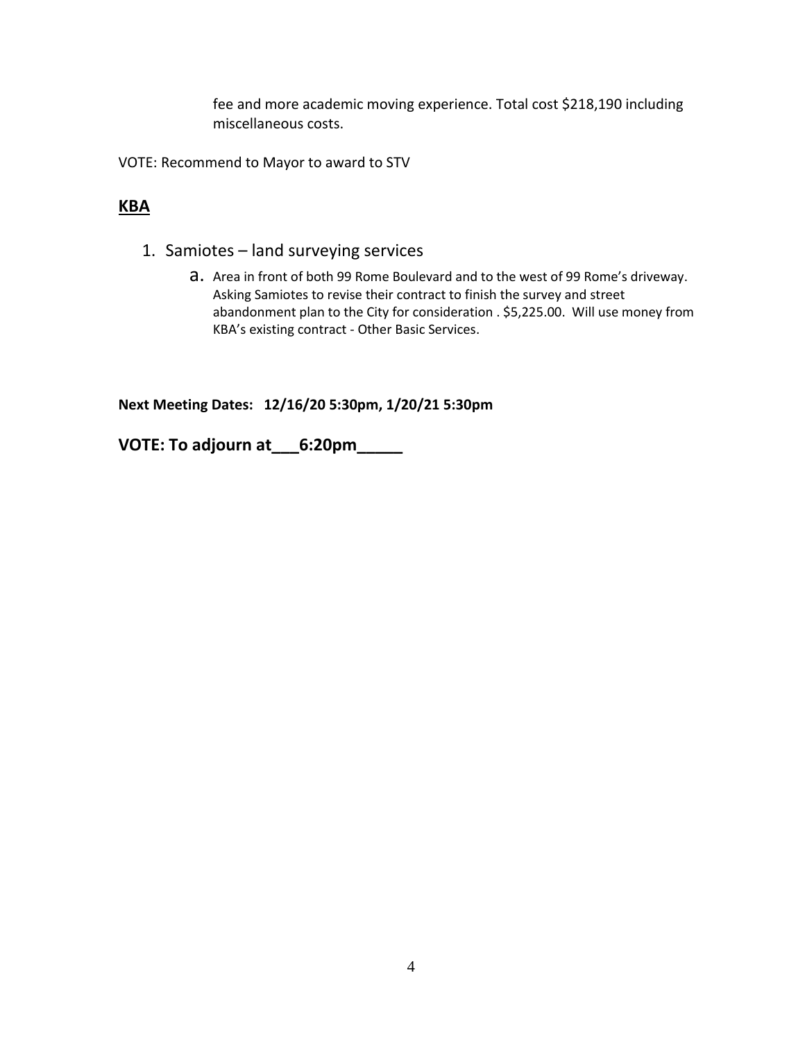fee and more academic moving experience. Total cost $218,190 including miscellaneous costs.

VOTE: Recommend to Mayor to award to STV

## **KBA**

1. Samiotes – land surveying services
   a. Area in front of both 99 Rome Boulevard and to the west of 99 Rome's driveway. Asking Samiotes to revise their contract to finish the survey and street abandonment plan to the City for consideration . $5,225.00. Will use money from KBA's existing contract - Other Basic Services.

**Next Meeting Dates: 12/16/20 5:30pm, 1/20/21 5:30pm**

**VOTE: To adjourn at___6:20pm_____**